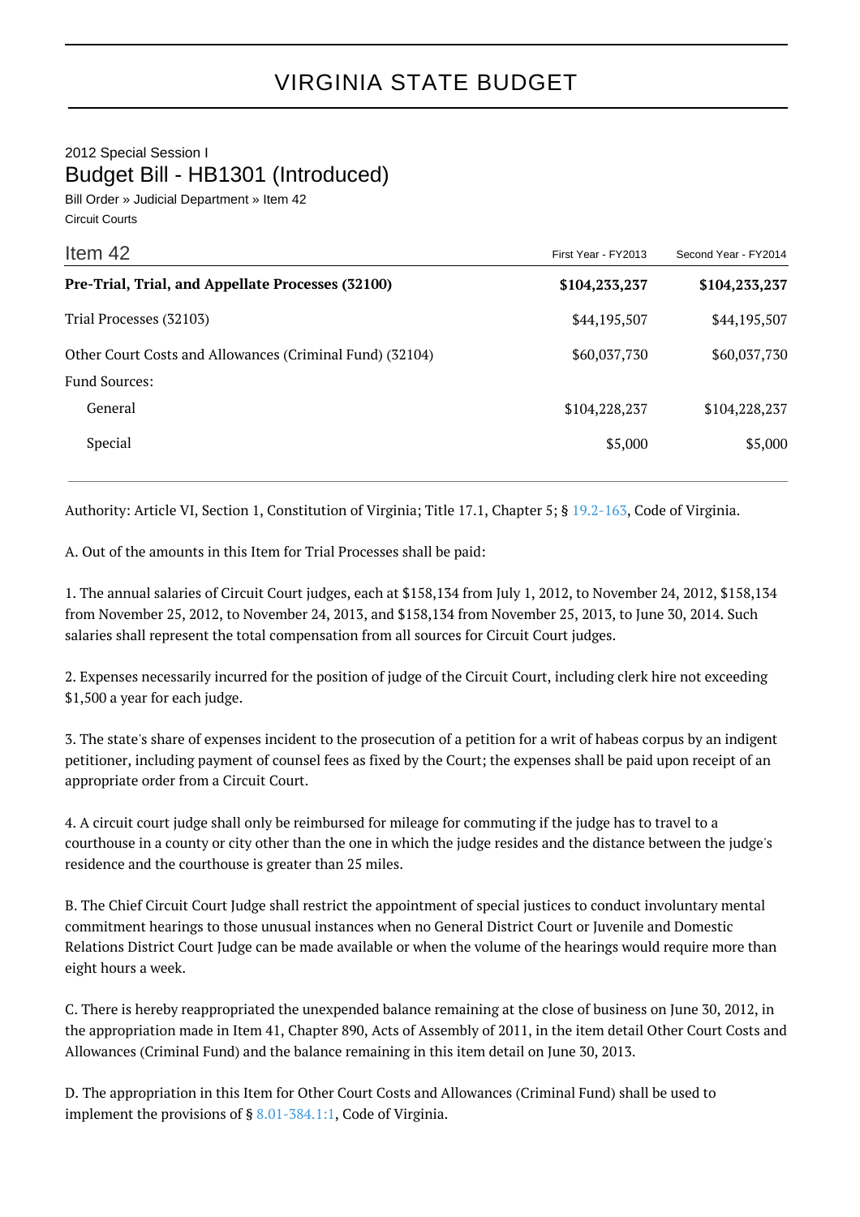# VIRGINIA STATE BUDGET

2012 Special Session I

## Budget Bill - HB1301 (Introduced)

Bill Order » Judicial Department » Item 42

Circuit Courts

| Item 42 | First Year - FY2013 | Second Year - FY2014 |
|---|---|---|
| **Pre-Trial, Trial, and Appellate Processes (32100)** | **$104,233,237** | **$104,233,237** |
| Trial Processes (32103) | $44,195,507 | $44,195,507 |
| Other Court Costs and Allowances (Criminal Fund) (32104) | $60,037,730 | $60,037,730 |
| Fund Sources: | | |
| General | $104,228,237 | $104,228,237 |
| Special | $5,000 | $5,000 |

Authority: Article VI, Section 1, Constitution of Virginia; Title 17.1, Chapter 5; § 19.2-163, Code of Virginia.

A. Out of the amounts in this Item for Trial Processes shall be paid:

1. The annual salaries of Circuit Court judges, each at $158,134 from July 1, 2012, to November 24, 2012, $158,134 from November 25, 2012, to November 24, 2013, and $158,134 from November 25, 2013, to June 30, 2014. Such salaries shall represent the total compensation from all sources for Circuit Court judges.

2. Expenses necessarily incurred for the position of judge of the Circuit Court, including clerk hire not exceeding $1,500 a year for each judge.

3. The state's share of expenses incident to the prosecution of a petition for a writ of habeas corpus by an indigent petitioner, including payment of counsel fees as fixed by the Court; the expenses shall be paid upon receipt of an appropriate order from a Circuit Court.

4. A circuit court judge shall only be reimbursed for mileage for commuting if the judge has to travel to a courthouse in a county or city other than the one in which the judge resides and the distance between the judge's residence and the courthouse is greater than 25 miles.

B. The Chief Circuit Court Judge shall restrict the appointment of special justices to conduct involuntary mental commitment hearings to those unusual instances when no General District Court or Juvenile and Domestic Relations District Court Judge can be made available or when the volume of the hearings would require more than eight hours a week.

C. There is hereby reappropriated the unexpended balance remaining at the close of business on June 30, 2012, in the appropriation made in Item 41, Chapter 890, Acts of Assembly of 2011, in the item detail Other Court Costs and Allowances (Criminal Fund) and the balance remaining in this item detail on June 30, 2013.

D. The appropriation in this Item for Other Court Costs and Allowances (Criminal Fund) shall be used to implement the provisions of § 8.01-384.1:1, Code of Virginia.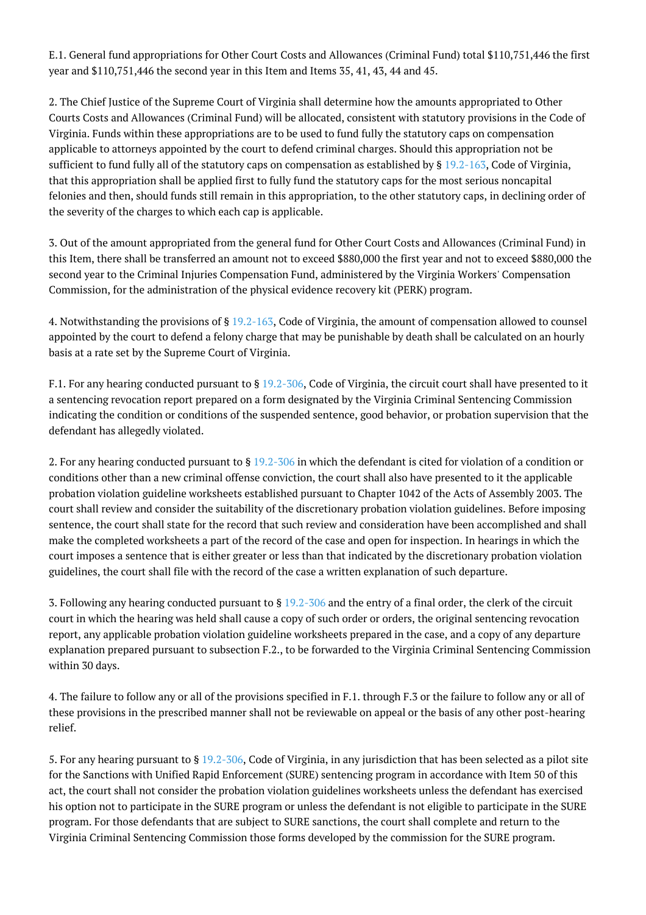E.1. General fund appropriations for Other Court Costs and Allowances (Criminal Fund) total $110,751,446 the first year and $110,751,446 the second year in this Item and Items 35, 41, 43, 44 and 45.

2. The Chief Justice of the Supreme Court of Virginia shall determine how the amounts appropriated to Other Courts Costs and Allowances (Criminal Fund) will be allocated, consistent with statutory provisions in the Code of Virginia. Funds within these appropriations are to be used to fund fully the statutory caps on compensation applicable to attorneys appointed by the court to defend criminal charges. Should this appropriation not be sufficient to fund fully all of the statutory caps on compensation as established by § 19.2-163, Code of Virginia, that this appropriation shall be applied first to fully fund the statutory caps for the most serious noncapital felonies and then, should funds still remain in this appropriation, to the other statutory caps, in declining order of the severity of the charges to which each cap is applicable.

3. Out of the amount appropriated from the general fund for Other Court Costs and Allowances (Criminal Fund) in this Item, there shall be transferred an amount not to exceed $880,000 the first year and not to exceed $880,000 the second year to the Criminal Injuries Compensation Fund, administered by the Virginia Workers' Compensation Commission, for the administration of the physical evidence recovery kit (PERK) program.

4. Notwithstanding the provisions of § 19.2-163, Code of Virginia, the amount of compensation allowed to counsel appointed by the court to defend a felony charge that may be punishable by death shall be calculated on an hourly basis at a rate set by the Supreme Court of Virginia.

F.1. For any hearing conducted pursuant to § 19.2-306, Code of Virginia, the circuit court shall have presented to it a sentencing revocation report prepared on a form designated by the Virginia Criminal Sentencing Commission indicating the condition or conditions of the suspended sentence, good behavior, or probation supervision that the defendant has allegedly violated.

2. For any hearing conducted pursuant to § 19.2-306 in which the defendant is cited for violation of a condition or conditions other than a new criminal offense conviction, the court shall also have presented to it the applicable probation violation guideline worksheets established pursuant to Chapter 1042 of the Acts of Assembly 2003. The court shall review and consider the suitability of the discretionary probation violation guidelines. Before imposing sentence, the court shall state for the record that such review and consideration have been accomplished and shall make the completed worksheets a part of the record of the case and open for inspection. In hearings in which the court imposes a sentence that is either greater or less than that indicated by the discretionary probation violation guidelines, the court shall file with the record of the case a written explanation of such departure.

3. Following any hearing conducted pursuant to § 19.2-306 and the entry of a final order, the clerk of the circuit court in which the hearing was held shall cause a copy of such order or orders, the original sentencing revocation report, any applicable probation violation guideline worksheets prepared in the case, and a copy of any departure explanation prepared pursuant to subsection F.2., to be forwarded to the Virginia Criminal Sentencing Commission within 30 days.

4. The failure to follow any or all of the provisions specified in F.1. through F.3 or the failure to follow any or all of these provisions in the prescribed manner shall not be reviewable on appeal or the basis of any other post-hearing relief.

5. For any hearing pursuant to § 19.2-306, Code of Virginia, in any jurisdiction that has been selected as a pilot site for the Sanctions with Unified Rapid Enforcement (SURE) sentencing program in accordance with Item 50 of this act, the court shall not consider the probation violation guidelines worksheets unless the defendant has exercised his option not to participate in the SURE program or unless the defendant is not eligible to participate in the SURE program. For those defendants that are subject to SURE sanctions, the court shall complete and return to the Virginia Criminal Sentencing Commission those forms developed by the commission for the SURE program.